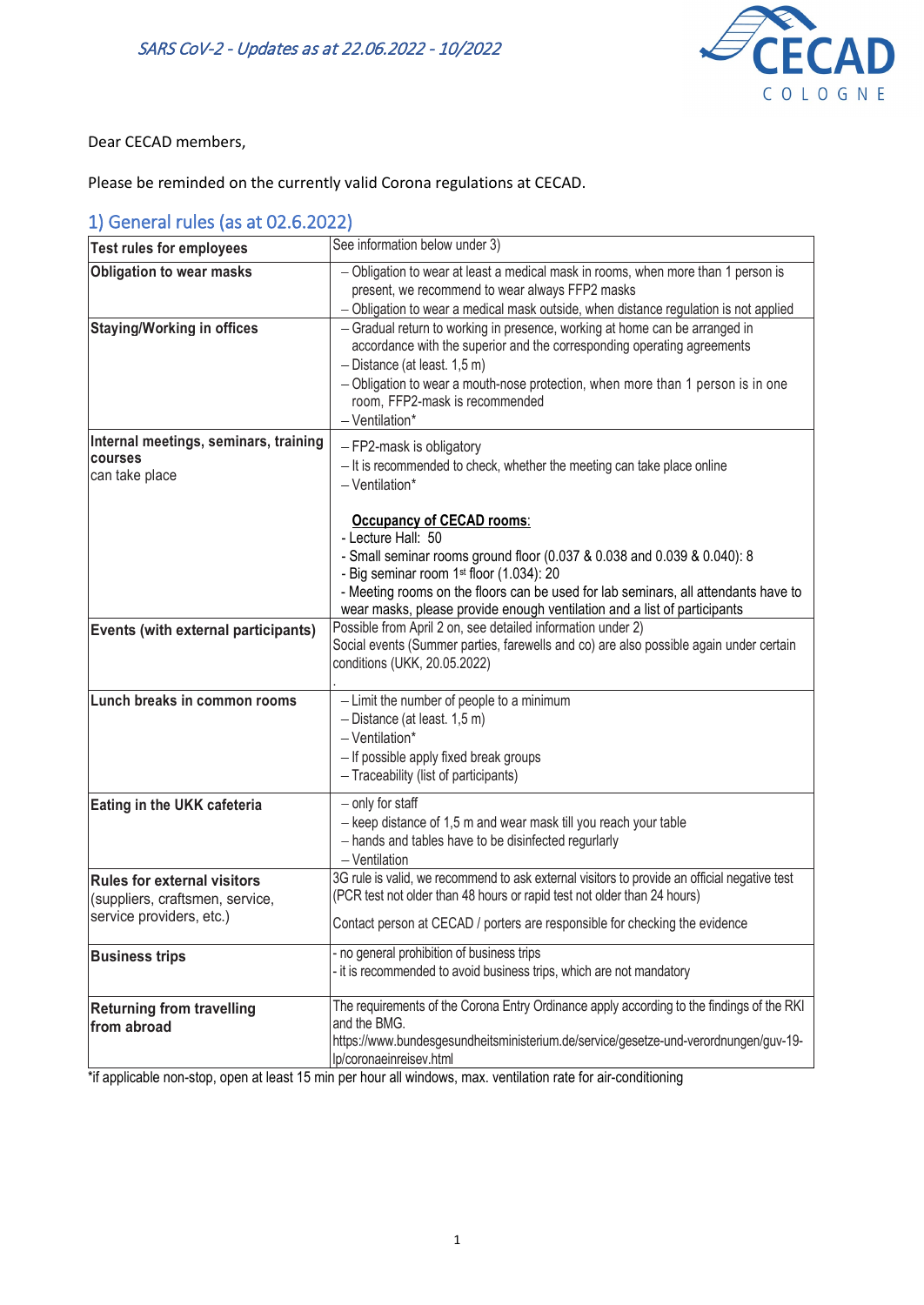*SARS CoV-2 - Updates as at 22.06.2022 - 10/2022*

Dear CECAD members,

Please be reminded on the currently valid Corona regulations at CECAD.

## 1) General rules (as at 02.6.2022)

| | |
|---|---|
| **Test rules for employees** | See information below under 3) |
| **Obligation to wear masks** | – Obligation to wear at least a medical mask in rooms, when more than 1 person is present, we recommend to wear always FFP2 masks<br>– Obligation to wear a medical mask outside, when distance regulation is not applied |
| **Staying/Working in offices** | – Gradual return to working in presence, working at home can be arranged in accordance with the superior and the corresponding operating agreements<br>– Distance (at least. 1,5 m)<br>– Obligation to wear a mouth-nose protection, when more than 1 person is in one room, FFP2-mask is recommended<br>– Ventilation* |
| **Internal meetings, seminars, training courses** can take place | – FP2-mask is obligatory<br>– It is recommended to check, whether the meeting can take place online<br>– Ventilation*<br><br>**<u>Occupancy of CECAD rooms</u>**:<br>- Lecture Hall: 50<br>- Small seminar rooms ground floor (0.037 & 0.038 and 0.039 & 0.040): 8<br>- Big seminar room 1st floor (1.034): 20<br>- Meeting rooms on the floors can be used for lab seminars, all attendants have to wear masks, please provide enough ventilation and a list of participants |
| **Events (with external participants)** | Possible from April 2 on, see detailed information under 2)<br>Social events (Summer parties, farewells and co) are also possible again under certain conditions (UKK, 20.05.2022)<br>. |
| **Lunch breaks in common rooms** | – Limit the number of people to a minimum<br>– Distance (at least. 1,5 m)<br>– Ventilation*<br>– If possible apply fixed break groups<br>– Traceability (list of participants) |
| **Eating in the UKK cafeteria** | – only for staff<br>– keep distance of 1,5 m and wear mask till you reach your table<br>– hands and tables have to be disinfected regurlarly<br>– Ventilation |
| **Rules for external visitors** (suppliers, craftsmen, service, service providers, etc.) | 3G rule is valid, we recommend to ask external visitors to provide an official negative test (PCR test not older than 48 hours or rapid test not older than 24 hours)<br><br>Contact person at CECAD / porters are responsible for checking the evidence |
| **Business trips** | - no general prohibition of business trips<br>- it is recommended to avoid business trips, which are not mandatory |
| **Returning from travelling from abroad** | The requirements of the Corona Entry Ordinance apply according to the findings of the RKI and the BMG.<br>https://www.bundesgesundheitsministerium.de/service/gesetze-und-verordnungen/guv-19-lp/coronaeinreisev.html |

*if applicable non-stop, open at least 15 min per hour all windows, max. ventilation rate for air-conditioning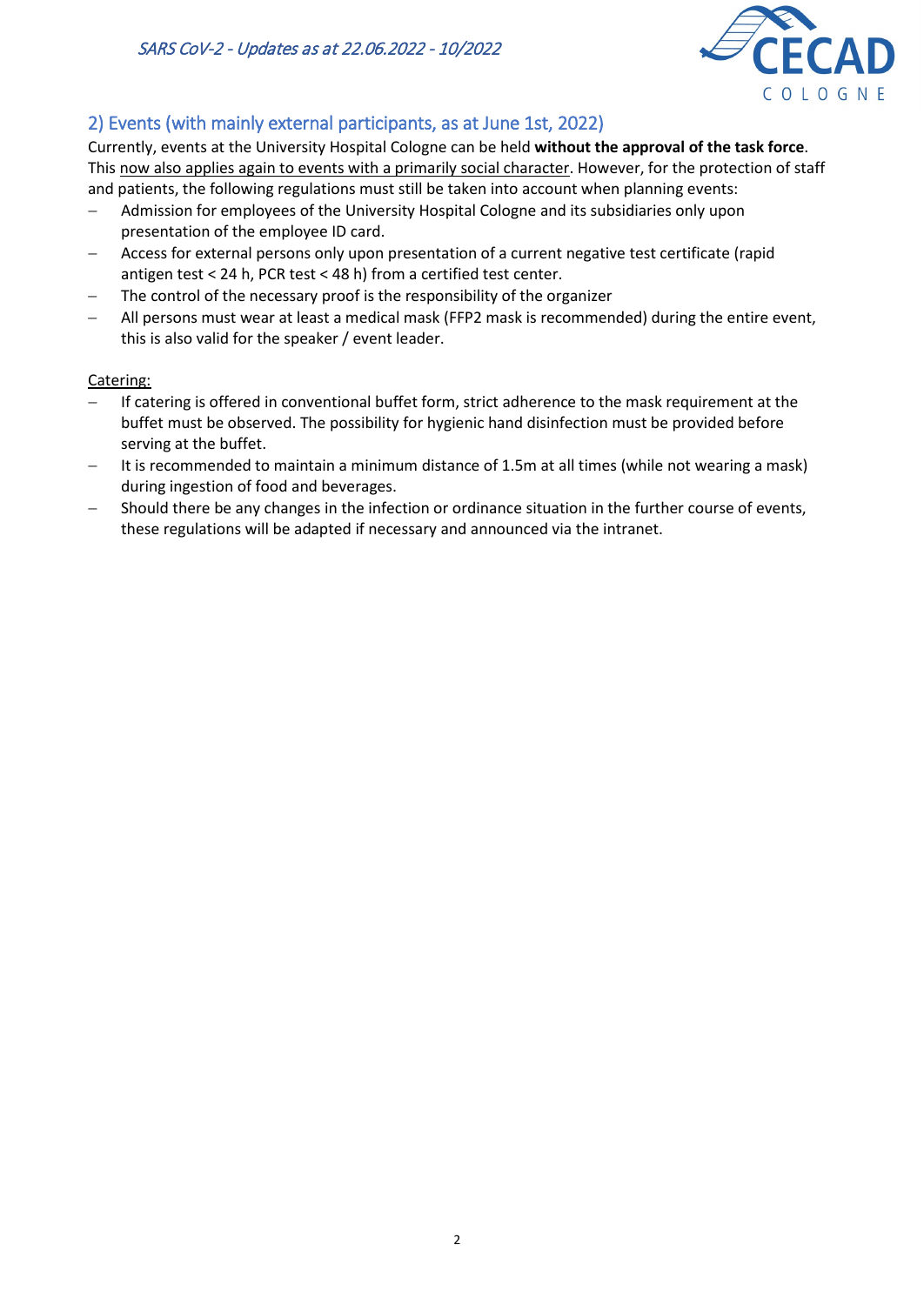## 2) Events (with mainly external participants, as at June 1st, 2022)

Currently, events at the University Hospital Cologne can be held **without the approval of the task force**. This <u>now also applies again to events with a primarily social character</u>. However, for the protection of staff and patients, the following regulations must still be taken into account when planning events:

- Admission for employees of the University Hospital Cologne and its subsidiaries only upon presentation of the employee ID card.
- Access for external persons only upon presentation of a current negative test certificate (rapid antigen test < 24 h, PCR test < 48 h) from a certified test center.
- The control of the necessary proof is the responsibility of the organizer
- All persons must wear at least a medical mask (FFP2 mask is recommended) during the entire event, this is also valid for the speaker / event leader.

<u>Catering:</u>

- If catering is offered in conventional buffet form, strict adherence to the mask requirement at the buffet must be observed. The possibility for hygienic hand disinfection must be provided before serving at the buffet.
- It is recommended to maintain a minimum distance of 1.5m at all times (while not wearing a mask) during ingestion of food and beverages.
- Should there be any changes in the infection or ordinance situation in the further course of events, these regulations will be adapted if necessary and announced via the intranet.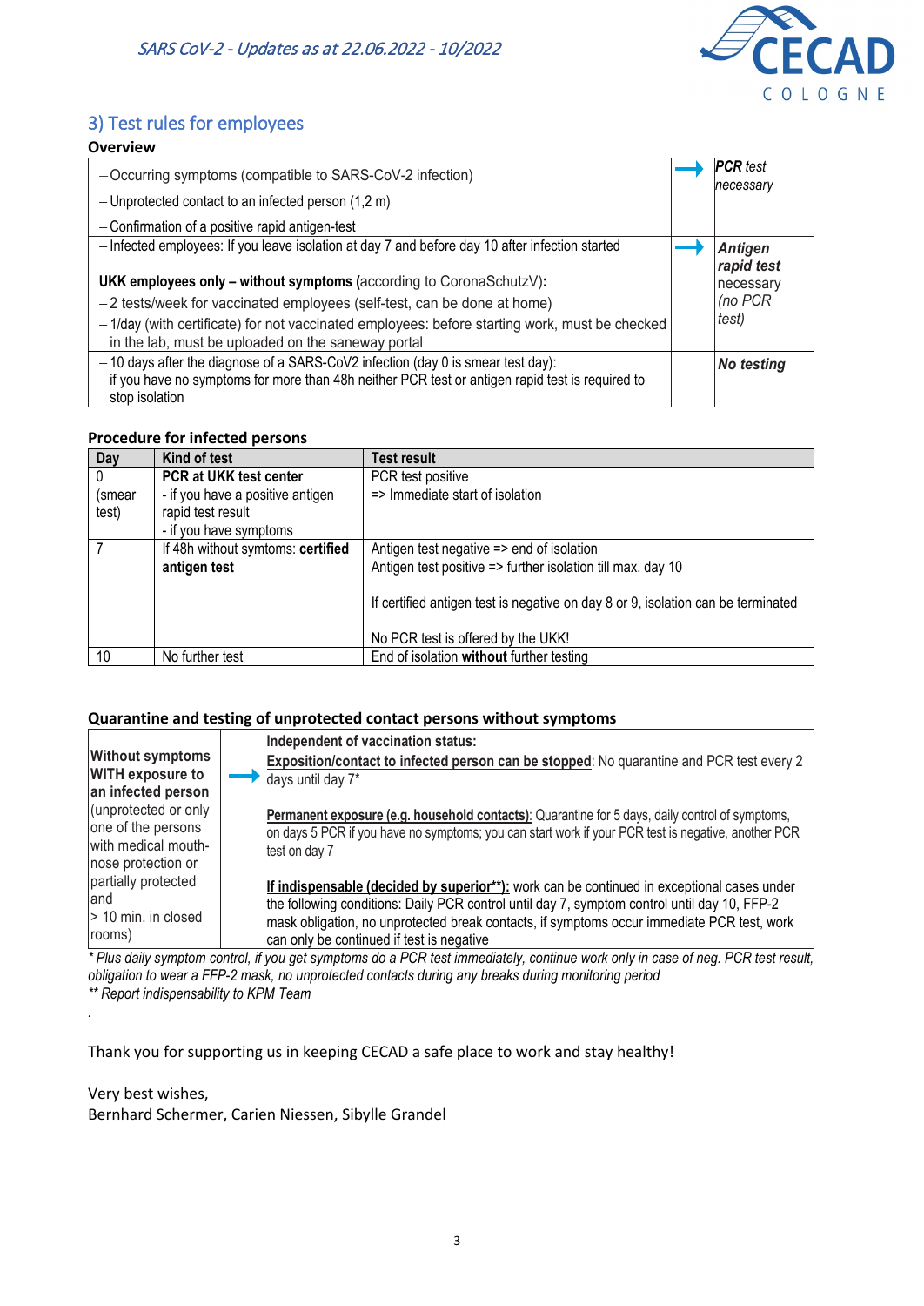## 3) Test rules for employees

### Overview

| | | |
|---|---|---|
| – Occurring symptoms (compatible to SARS-CoV-2 infection)<br>– Unprotected contact to an infected person (1,2 m)<br>– Confirmation of a positive rapid antigen-test | → | ***PCR** test necessary* |
| – Infected employees: If you leave isolation at day 7 and before day 10 after infection started<br><br>**UKK employees only – without symptoms (**according to CoronaSchutzV**):**<br>– 2 tests/week for vaccinated employees (self-test, can be done at home)<br>– 1/day (with certificate) for not vaccinated employees: before starting work, must be checked in the lab, must be uploaded on the saneway portal | → | ***Antigen rapid test*** necessary *(no PCR test)* |
| – 10 days after the diagnose of a SARS-CoV2 infection (day 0 is smear test day):<br>if you have no symptoms for more than 48h neither PCR test or antigen rapid test is required to stop isolation | | ***No testing*** |

### Procedure for infected persons

| Day | Kind of test | Test result |
|---|---|---|
| 0 (smear test) | **PCR at UKK test center**<br>- if you have a positive antigen rapid test result<br>- if you have symptoms | PCR test positive<br>=> Immediate start of isolation |
| 7 | If 48h without symtoms: **certified antigen test** | Antigen test negative => end of isolation<br>Antigen test positive => further isolation till max. day 10<br><br>If certified antigen test is negative on day 8 or 9, isolation can be terminated<br><br>No PCR test is offered by the UKK! |
| 10 | No further test | End of isolation **without** further testing |

### Quarantine and testing of unprotected contact persons without symptoms

| | | |
|---|---|---|
| **Without symptoms WITH exposure to an infected person** (unprotected or only one of the persons with medical mouth-nose protection or partially protected and > 10 min. in closed rooms) | → | **Independent of vaccination status:**<br>**<u>Exposition/contact to infected person can be stopped</u>**: No quarantine and PCR test every 2 days until day 7*<br><br>**<u>Permanent exposure (e.g. household contacts)</u>**: Quarantine for 5 days, daily control of symptoms, on days 5 PCR if you have no symptoms; you can start work if your PCR test is negative, another PCR test on day 7<br><br>**<u>If indispensable (decided by superior**)</u>:** work can be continued in exceptional cases under the following conditions: Daily PCR control until day 7, symptom control until day 10, FFP-2 mask obligation, no unprotected break contacts, if symptoms occur immediate PCR test, work can only be continued if test is negative |

*\* Plus daily symptom control, if you get symptoms do a PCR test immediately, continue work only in case of neg. PCR test result, obligation to wear a FFP-2 mask, no unprotected contacts during any breaks during monitoring period*
*\*\* Report indispensability to KPM Team*

.

Thank you for supporting us in keeping CECAD a safe place to work and stay healthy!

Very best wishes,
Bernhard Schermer, Carien Niessen, Sibylle Grandel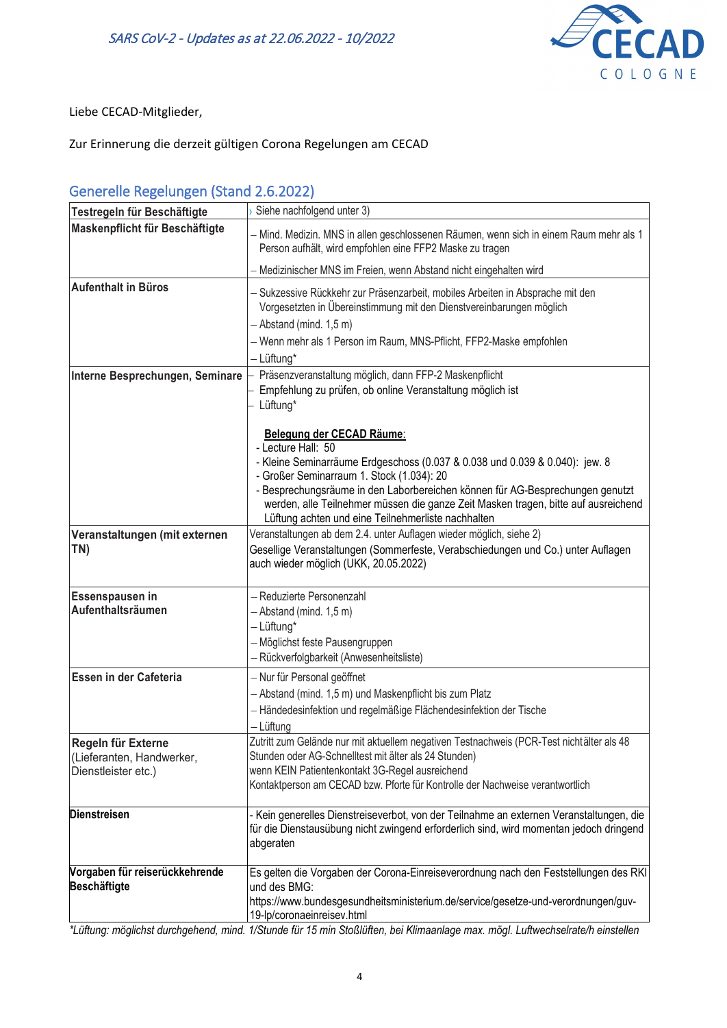Liebe CECAD-Mitglieder,

Zur Erinnerung die derzeit gültigen Corona Regelungen am CECAD

## Generelle Regelungen (Stand 2.6.2022)

| | |
|---|---|
| **Testregeln für Beschäftigte** | › Siehe nachfolgend unter 3) |
| **Maskenpflicht für Beschäftigte** | – Mind. Medizin. MNS in allen geschlossenen Räumen, wenn sich in einem Raum mehr als 1 Person aufhält, wird empfohlen eine FFP2 Maske zu tragen<br>– Medizinischer MNS im Freien, wenn Abstand nicht eingehalten wird |
| **Aufenthalt in Büros** | – Sukzessive Rückkehr zur Präsenzarbeit, mobiles Arbeiten in Absprache mit den Vorgesetzten in Übereinstimmung mit den Dienstvereinbarungen möglich<br>– Abstand (mind. 1,5 m)<br>– Wenn mehr als 1 Person im Raum, MNS-Pflicht, FFP2-Maske empfohlen<br>– Lüftung* |
| **Interne Besprechungen, Seminare** | – Präsenzveranstaltung möglich, dann FFP-2 Maskenpflicht<br>– Empfehlung zu prüfen, ob online Veranstaltung möglich ist<br>– Lüftung*<br><br>**<u>Belegung der CECAD Räume</u>:**<br>- Lecture Hall: 50<br>- Kleine Seminarräume Erdgeschoss (0.037 & 0.038 und 0.039 & 0.040): jew. 8<br>- Großer Seminarraum 1. Stock (1.034): 20<br>- Besprechungsräume in den Laborbereichen können für AG-Besprechungen genutzt werden, alle Teilnehmer müssen die ganze Zeit Masken tragen, bitte auf ausreichend Lüftung achten und eine Teilnehmerliste nachhalten |
| **Veranstaltungen (mit externen TN)** | Veranstaltungen ab dem 2.4. unter Auflagen wieder möglich, siehe 2)<br>Gesellige Veranstaltungen (Sommerfeste, Verabschiedungen und Co.) unter Auflagen auch wieder möglich (UKK, 20.05.2022) |
| **Essenspausen in Aufenthaltsräumen** | – Reduzierte Personenzahl<br>– Abstand (mind. 1,5 m)<br>– Lüftung*<br>– Möglichst feste Pausengruppen<br>– Rückverfolgbarkeit (Anwesenheitsliste) |
| **Essen in der Cafeteria** | – Nur für Personal geöffnet<br>– Abstand (mind. 1,5 m) und Maskenpflicht bis zum Platz<br>– Händedesinfektion und regelmäßige Flächendesinfektion der Tische<br>– Lüftung |
| **Regeln für Externe** (Lieferanten, Handwerker, Dienstleister etc.) | Zutritt zum Gelände nur mit aktuellem negativen Testnachweis (PCR-Test nicht älter als 48 Stunden oder AG-Schnelltest mit älter als 24 Stunden)<br>wenn KEIN Patientenkontakt 3G-Regel ausreichend<br>Kontaktperson am CECAD bzw. Pforte für Kontrolle der Nachweise verantwortlich |
| **Dienstreisen** | - Kein generelles Dienstreiseverbot, von der Teilnahme an externen Veranstaltungen, die für die Dienstausübung nicht zwingend erforderlich sind, wird momentan jedoch dringend abgeraten |
| **Vorgaben für reiserückkehrende Beschäftigte** | Es gelten die Vorgaben der Corona-Einreiseverordnung nach den Feststellungen des RKI und des BMG:<br>https://www.bundesgesundheitsministerium.de/service/gesetze-und-verordnungen/guv-19-lp/coronaeinreisev.html |

*\*Lüftung: möglichst durchgehend, mind. 1/Stunde für 15 min Stoßlüften, bei Klimaanlage max. mögl. Luftwechselrate/h einstellen*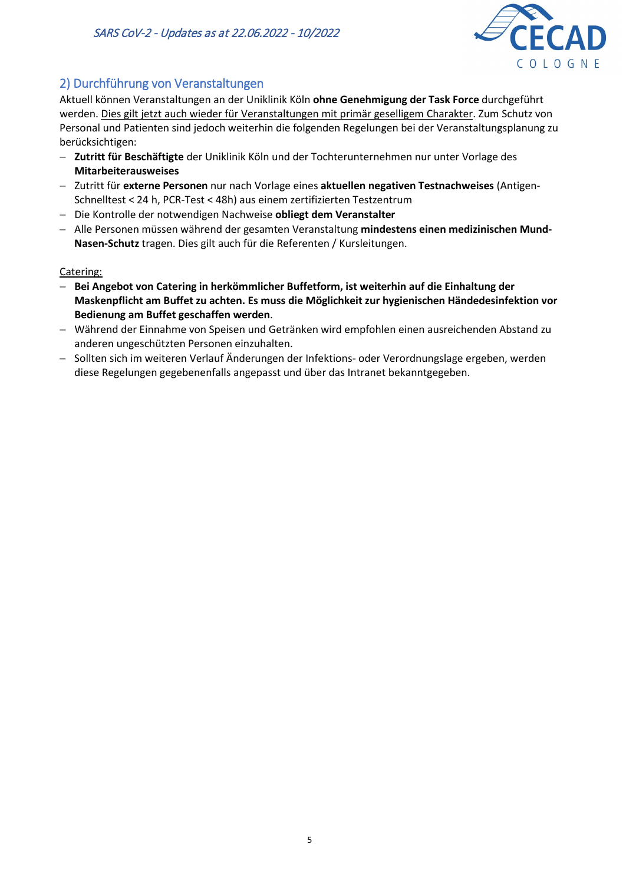## 2) Durchführung von Veranstaltungen

Aktuell können Veranstaltungen an der Uniklinik Köln **ohne Genehmigung der Task Force** durchgeführt werden. <u>Dies gilt jetzt auch wieder für Veranstaltungen mit primär geselligem Charakter</u>. Zum Schutz von Personal und Patienten sind jedoch weiterhin die folgenden Regelungen bei der Veranstaltungsplanung zu berücksichtigen:

- **Zutritt für Beschäftigte** der Uniklinik Köln und der Tochterunternehmen nur unter Vorlage des **Mitarbeiterausweises**
- Zutritt für **externe Personen** nur nach Vorlage eines **aktuellen negativen Testnachweises** (Antigen-Schnelltest < 24 h, PCR-Test < 48h) aus einem zertifizierten Testzentrum
- Die Kontrolle der notwendigen Nachweise **obliegt dem Veranstalter**
- Alle Personen müssen während der gesamten Veranstaltung **mindestens einen medizinischen Mund-Nasen-Schutz** tragen. Dies gilt auch für die Referenten / Kursleitungen.

<u>Catering:</u>

- **Bei Angebot von Catering in herkömmlicher Buffetform, ist weiterhin auf die Einhaltung der Maskenpflicht am Buffet zu achten. Es muss die Möglichkeit zur hygienischen Händedesinfektion vor Bedienung am Buffet geschaffen werden**.
- Während der Einnahme von Speisen und Getränken wird empfohlen einen ausreichenden Abstand zu anderen ungeschützten Personen einzuhalten.
- Sollten sich im weiteren Verlauf Änderungen der Infektions- oder Verordnungslage ergeben, werden diese Regelungen gegebenenfalls angepasst und über das Intranet bekanntgegeben.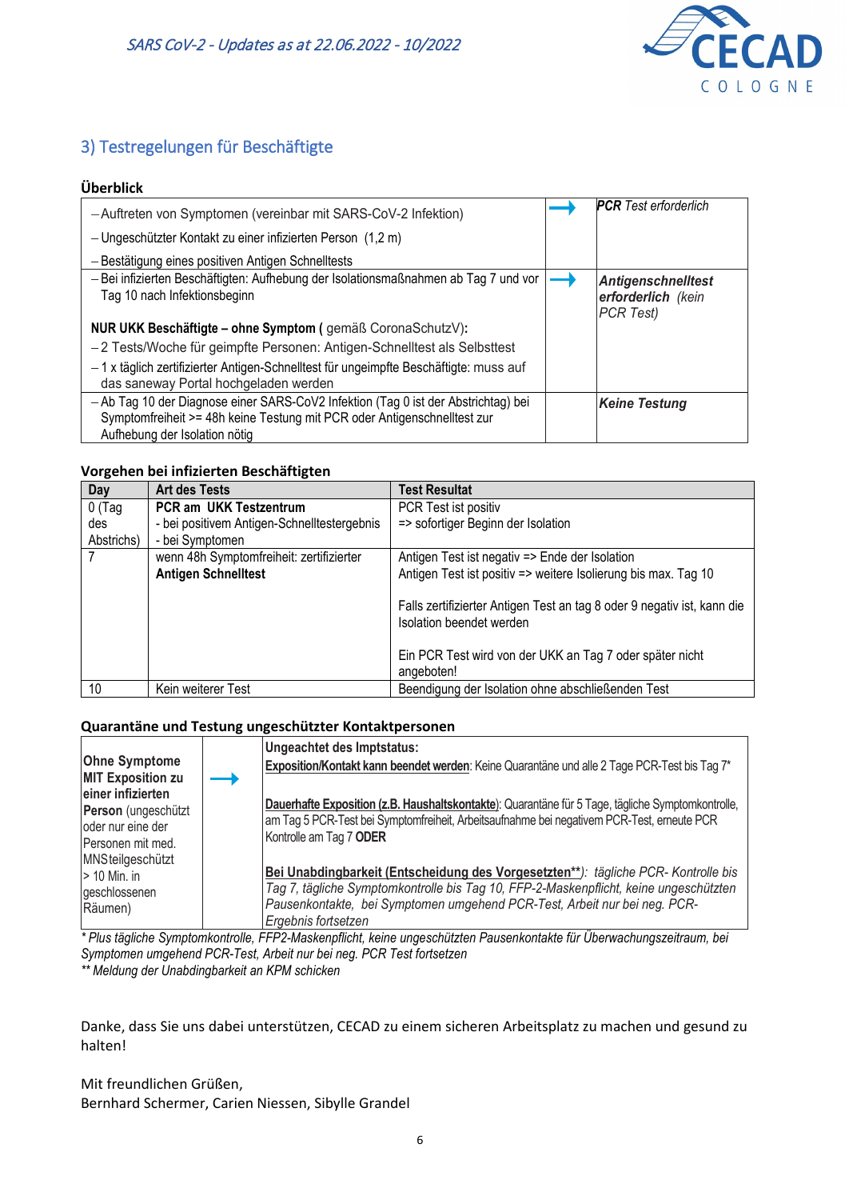## 3) Testregelungen für Beschäftigte

### Überblick

| | | |
|---|---|---|
| – Auftreten von Symptomen (vereinbar mit SARS-CoV-2 Infektion)<br>– Ungeschützter Kontakt zu einer infizierten Person (1,2 m)<br>– Bestätigung eines positiven Antigen Schnelltests | → | ***PCR** Test erforderlich* |
| – Bei infizierten Beschäftigten: Aufhebung der Isolationsmaßnahmen ab Tag 7 und vor Tag 10 nach Infektionsbeginn<br><br>**NUR UKK Beschäftigte – ohne Symptom (** gemäß CoronaSchutzV**):**<br>– 2 Tests/Woche für geimpfte Personen: Antigen-Schnelltest als Selbsttest<br>– 1 x täglich zertifizierter Antigen-Schnelltest für ungeimpfte Beschäftigte: muss auf das saneway Portal hochgeladen werden | → | ***Antigenschnelltest erforderlich*** *(kein PCR Test)* |
| – Ab Tag 10 der Diagnose einer SARS-CoV2 Infektion (Tag 0 ist der Abstrichtag) bei Symptomfreiheit >= 48h keine Testung mit PCR oder Antigenschnelltest zur Aufhebung der Isolation nötig | | ***Keine Testung*** |

### Vorgehen bei infizierten Beschäftigten

| Day | Art des Tests | Test Resultat |
|---|---|---|
| 0 (Tag des Abstrichs) | **PCR am UKK Testzentrum**<br>- bei positivem Antigen-Schnelltestergebnis<br>- bei Symptomen | PCR Test ist positiv<br>=> sofortiger Beginn der Isolation |
| 7 | wenn 48h Symptomfreiheit: zertifizierter **Antigen Schnelltest** | Antigen Test ist negativ => Ende der Isolation<br>Antigen Test ist positiv => weitere Isolierung bis max. Tag 10<br><br>Falls zertifizierter Antigen Test an tag 8 oder 9 negativ ist, kann die Isolation beendet werden<br><br>Ein PCR Test wird von der UKK an Tag 7 oder später nicht angeboten! |
| 10 | Kein weiterer Test | Beendigung der Isolation ohne abschließenden Test |

### Quarantäne und Testung ungeschützter Kontaktpersonen

| | | |
|---|---|---|
| **Ohne Symptome MIT Exposition zu einer infizierten Person** (ungeschützt oder nur eine der Personen mit med. MNSteilgeschützt > 10 Min. in geschlossenen Räumen) | → | **Ungeachtet des Imptstatus:**<br>**Exposition/Kontakt kann beendet werden**: Keine Quarantäne und alle 2 Tage PCR-Test bis Tag 7*<br><br>**Dauerhafte Exposition (z.B. Haushaltskontakte)**: Quarantäne für 5 Tage, tägliche Symptomkontrolle, am Tag 5 PCR-Test bei Symptomfreiheit, Arbeitsaufnahme bei negativem PCR-Test, erneute PCR Kontrolle am Tag 7 **ODER**<br><br>***Bei Unabdingbarkeit (Entscheidung des Vorgesetzten\*\*)**: tägliche PCR- Kontrolle bis Tag 7, tägliche Symptomkontrolle bis Tag 10, FFP-2-Maskenpflicht, keine ungeschützten Pausenkontakte, bei Symptomen umgehend PCR-Test, Arbeit nur bei neg. PCR-Ergebnis fortsetzen* |

*\* Plus tägliche Symptomkontrolle, FFP2-Maskenpflicht, keine ungeschützten Pausenkontakte für Überwachungszeitraum, bei Symptomen umgehend PCR-Test, Arbeit nur bei neg. PCR Test fortsetzen*

*\*\* Meldung der Unabdingbarkeit an KPM schicken*

Danke, dass Sie uns dabei unterstützen, CECAD zu einem sicheren Arbeitsplatz zu machen und gesund zu halten!

Mit freundlichen Grüßen,
Bernhard Schermer, Carien Niessen, Sibylle Grandel